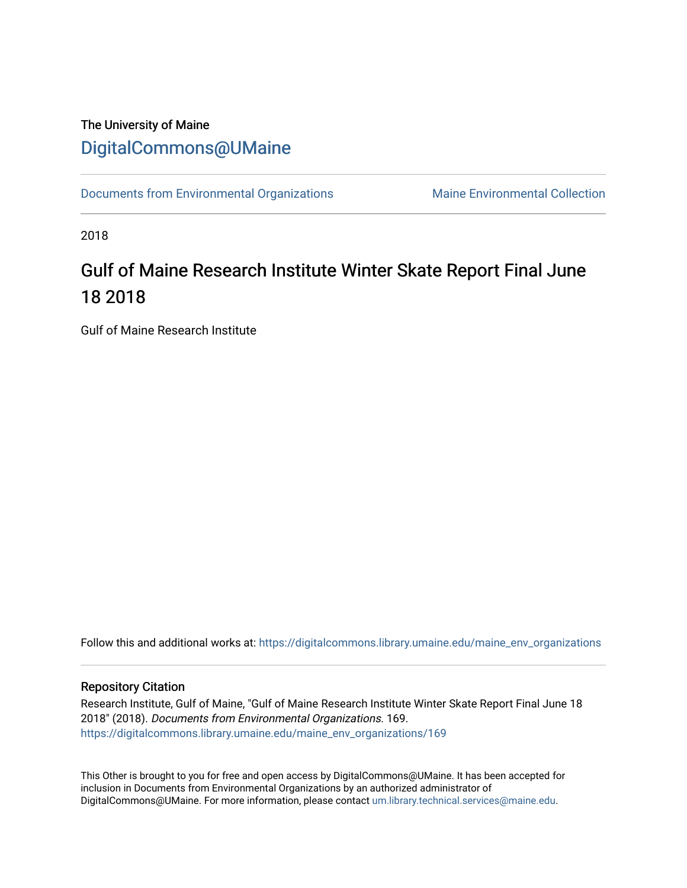The University of Maine

[DigitalCommons@UMaine](https://digitalcommons.library.umaine.edu/)

Documents from Environmental Organizations | Maine Environmental Collection

2018

# Gulf of Maine Research Institute Winter Skate Report Final June 18 2018

Gulf of Maine Research Institute

Follow this and additional works at: https://digitalcommons.library.umaine.edu/maine_env_organizations

## Repository Citation

Research Institute, Gulf of Maine, "Gulf of Maine Research Institute Winter Skate Report Final June 18 2018" (2018). *Documents from Environmental Organizations*. 169.
https://digitalcommons.library.umaine.edu/maine_env_organizations/169

This Other is brought to you for free and open access by DigitalCommons@UMaine. It has been accepted for inclusion in Documents from Environmental Organizations by an authorized administrator of DigitalCommons@UMaine. For more information, please contact um.library.technical.services@maine.edu.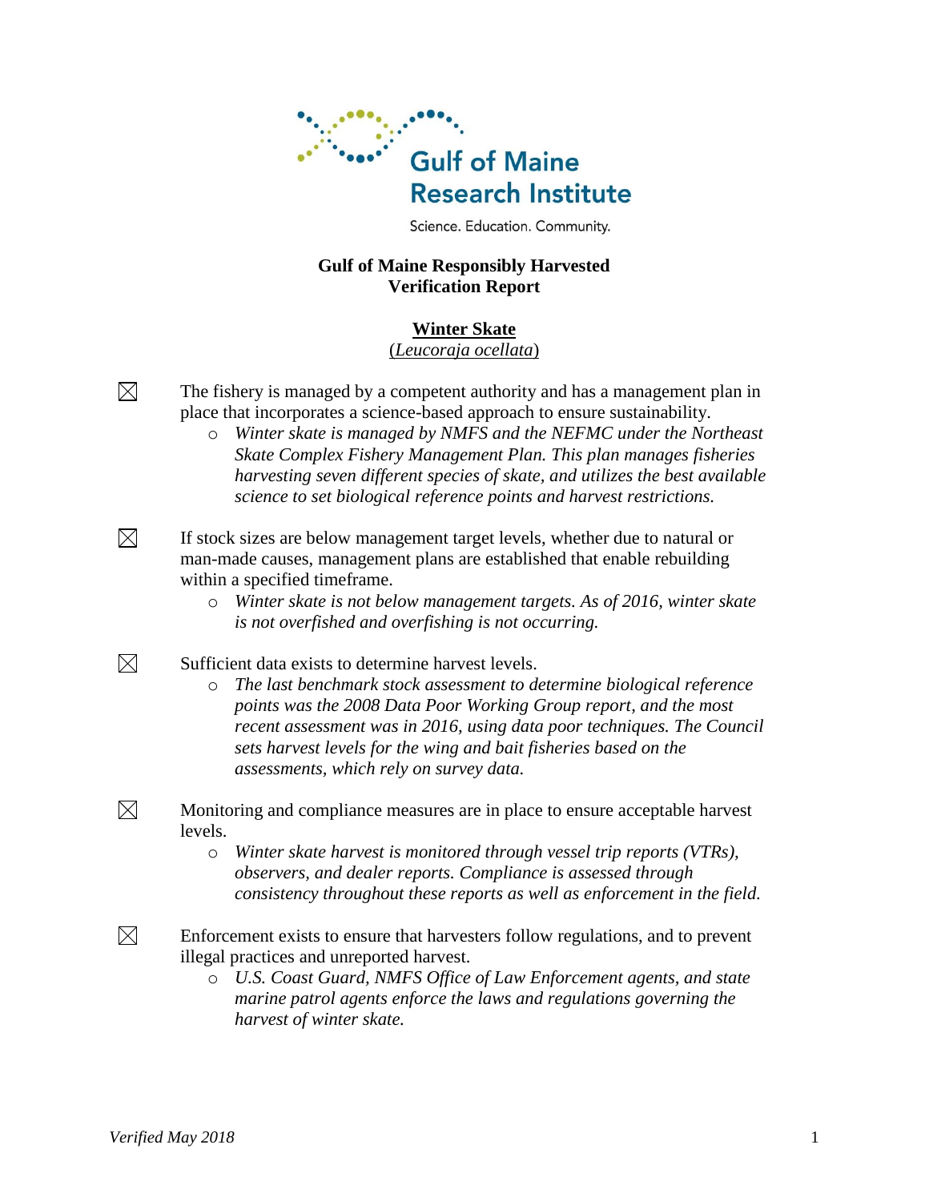Gulf of Maine Research Institute

Science. Education. Community.

**Gulf of Maine Responsibly Harvested**
**Verification Report**

**Winter Skate**
(*Leucoraja ocellata*)

☒ The fishery is managed by a competent authority and has a management plan in place that incorporates a science-based approach to ensure sustainability.

- *Winter skate is managed by NMFS and the NEFMC under the Northeast Skate Complex Fishery Management Plan. This plan manages fisheries harvesting seven different species of skate, and utilizes the best available science to set biological reference points and harvest restrictions.*

☒ If stock sizes are below management target levels, whether due to natural or man-made causes, management plans are established that enable rebuilding within a specified timeframe.

- *Winter skate is not below management targets. As of 2016, winter skate is not overfished and overfishing is not occurring.*

☒ Sufficient data exists to determine harvest levels.

- *The last benchmark stock assessment to determine biological reference points was the 2008 Data Poor Working Group report, and the most recent assessment was in 2016, using data poor techniques. The Council sets harvest levels for the wing and bait fisheries based on the assessments, which rely on survey data.*

☒ Monitoring and compliance measures are in place to ensure acceptable harvest levels.

- *Winter skate harvest is monitored through vessel trip reports (VTRs), observers, and dealer reports. Compliance is assessed through consistency throughout these reports as well as enforcement in the field.*

☒ Enforcement exists to ensure that harvesters follow regulations, and to prevent illegal practices and unreported harvest.

- *U.S. Coast Guard, NMFS Office of Law Enforcement agents, and state marine patrol agents enforce the laws and regulations governing the harvest of winter skate.*

*Verified May 2018*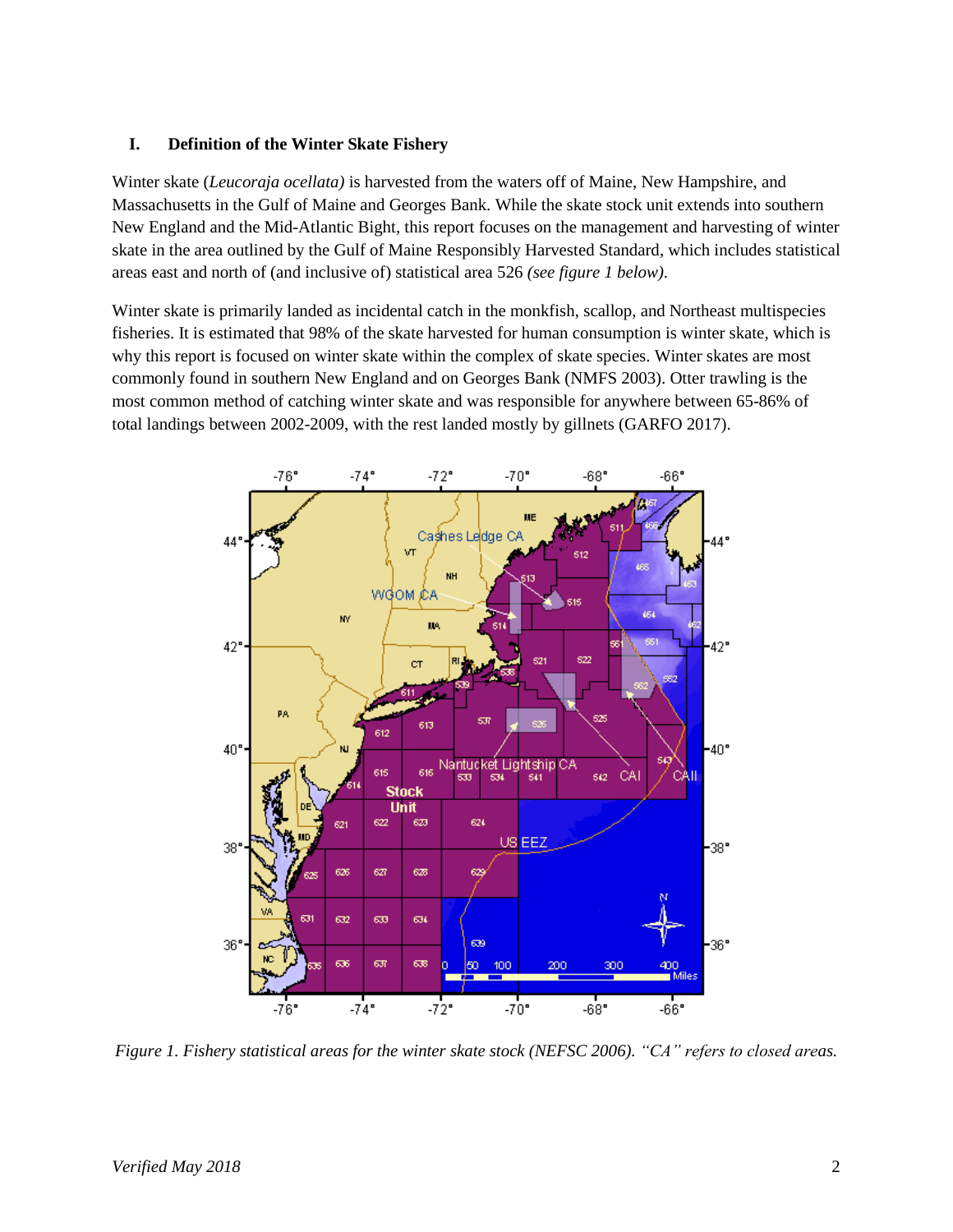## I. Definition of the Winter Skate Fishery

Winter skate (*Leucoraja ocellata)* is harvested from the waters off of Maine, New Hampshire, and Massachusetts in the Gulf of Maine and Georges Bank. While the skate stock unit extends into southern New England and the Mid-Atlantic Bight, this report focuses on the management and harvesting of winter skate in the area outlined by the Gulf of Maine Responsibly Harvested Standard, which includes statistical areas east and north of (and inclusive of) statistical area 526 *(see figure 1 below).*

Winter skate is primarily landed as incidental catch in the monkfish, scallop, and Northeast multispecies fisheries. It is estimated that 98% of the skate harvested for human consumption is winter skate, which is why this report is focused on winter skate within the complex of skate species. Winter skates are most commonly found in southern New England and on Georges Bank (NMFS 2003). Otter trawling is the most common method of catching winter skate and was responsible for anywhere between 65-86% of total landings between 2002-2009, with the rest landed mostly by gillnets (GARFO 2017).

*Figure 1. Fishery statistical areas for the winter skate stock (NEFSC 2006). "CA" refers to closed areas.*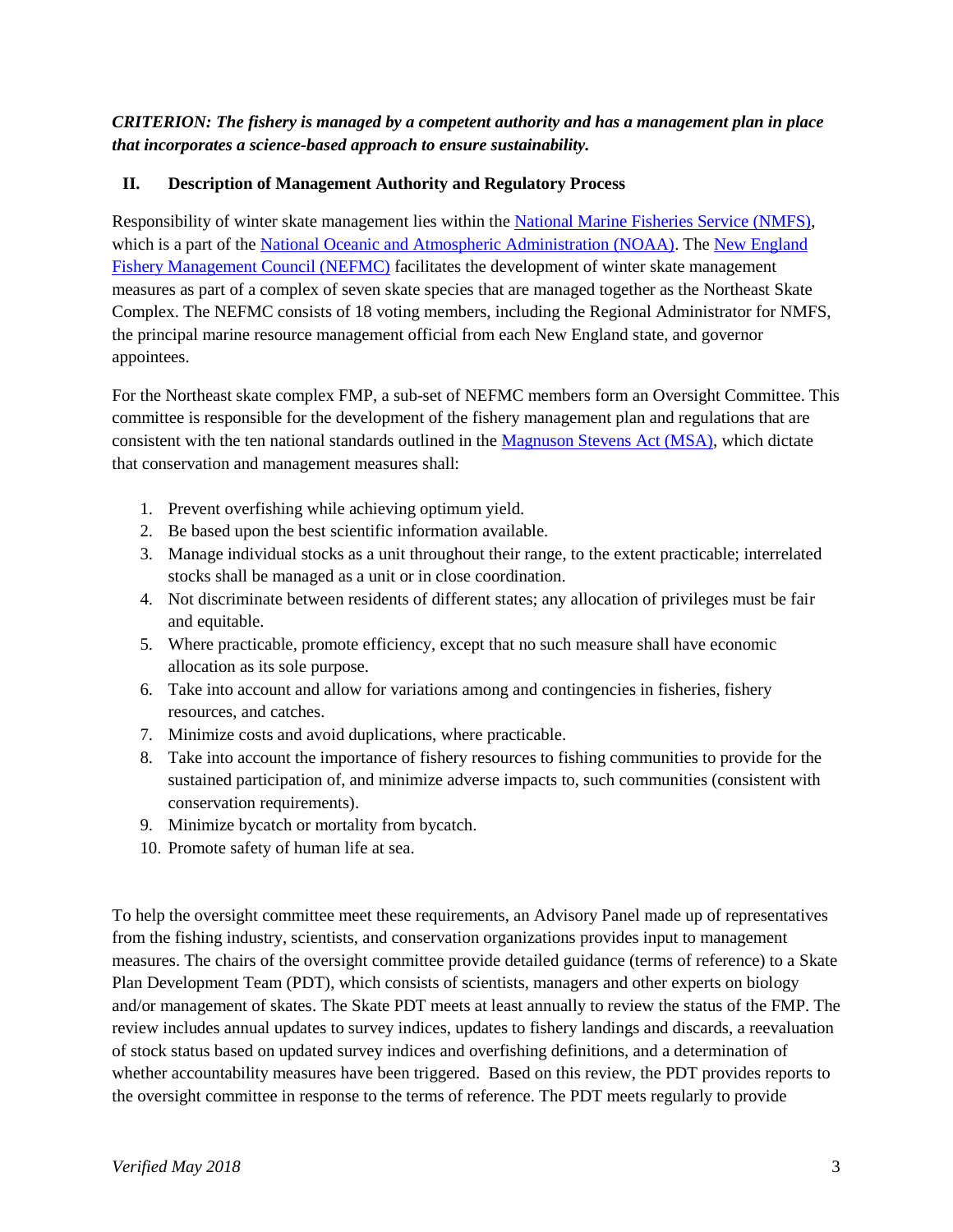***CRITERION: The fishery is managed by a competent authority and has a management plan in place that incorporates a science-based approach to ensure sustainability.***

## II. Description of Management Authority and Regulatory Process

Responsibility of winter skate management lies within the [National Marine Fisheries Service (NMFS)](), which is a part of the [National Oceanic and Atmospheric Administration (NOAA)](). The [New England Fishery Management Council (NEFMC)]() facilitates the development of winter skate management measures as part of a complex of seven skate species that are managed together as the Northeast Skate Complex. The NEFMC consists of 18 voting members, including the Regional Administrator for NMFS, the principal marine resource management official from each New England state, and governor appointees.

For the Northeast skate complex FMP, a sub-set of NEFMC members form an Oversight Committee. This committee is responsible for the development of the fishery management plan and regulations that are consistent with the ten national standards outlined in the [Magnuson Stevens Act (MSA)](), which dictate that conservation and management measures shall:

1. Prevent overfishing while achieving optimum yield.
2. Be based upon the best scientific information available.
3. Manage individual stocks as a unit throughout their range, to the extent practicable; interrelated stocks shall be managed as a unit or in close coordination.
4. Not discriminate between residents of different states; any allocation of privileges must be fair and equitable.
5. Where practicable, promote efficiency, except that no such measure shall have economic allocation as its sole purpose.
6. Take into account and allow for variations among and contingencies in fisheries, fishery resources, and catches.
7. Minimize costs and avoid duplications, where practicable.
8. Take into account the importance of fishery resources to fishing communities to provide for the sustained participation of, and minimize adverse impacts to, such communities (consistent with conservation requirements).
9. Minimize bycatch or mortality from bycatch.
10. Promote safety of human life at sea.

To help the oversight committee meet these requirements, an Advisory Panel made up of representatives from the fishing industry, scientists, and conservation organizations provides input to management measures. The chairs of the oversight committee provide detailed guidance (terms of reference) to a Skate Plan Development Team (PDT), which consists of scientists, managers and other experts on biology and/or management of skates. The Skate PDT meets at least annually to review the status of the FMP. The review includes annual updates to survey indices, updates to fishery landings and discards, a reevaluation of stock status based on updated survey indices and overfishing definitions, and a determination of whether accountability measures have been triggered. Based on this review, the PDT provides reports to the oversight committee in response to the terms of reference. The PDT meets regularly to provide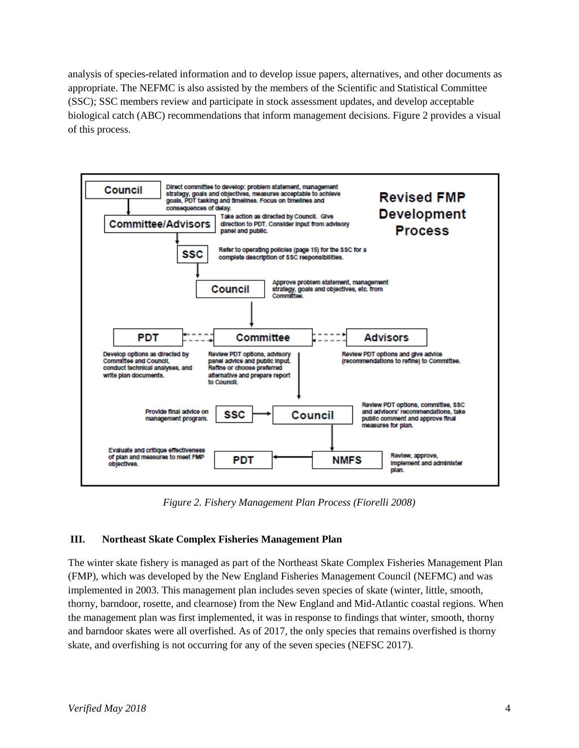analysis of species-related information and to develop issue papers, alternatives, and other documents as appropriate. The NEFMC is also assisted by the members of the Scientific and Statistical Committee (SSC); SSC members review and participate in stock assessment updates, and develop acceptable biological catch (ABC) recommendations that inform management decisions. Figure 2 provides a visual of this process.

*Figure 2. Fishery Management Plan Process (Fiorelli 2008)*

## III. Northeast Skate Complex Fisheries Management Plan

The winter skate fishery is managed as part of the Northeast Skate Complex Fisheries Management Plan (FMP), which was developed by the New England Fisheries Management Council (NEFMC) and was implemented in 2003. This management plan includes seven species of skate (winter, little, smooth, thorny, barndoor, rosette, and clearnose) from the New England and Mid-Atlantic coastal regions. When the management plan was first implemented, it was in response to findings that winter, smooth, thorny and barndoor skates were all overfished. As of 2017, the only species that remains overfished is thorny skate, and overfishing is not occurring for any of the seven species (NEFSC 2017).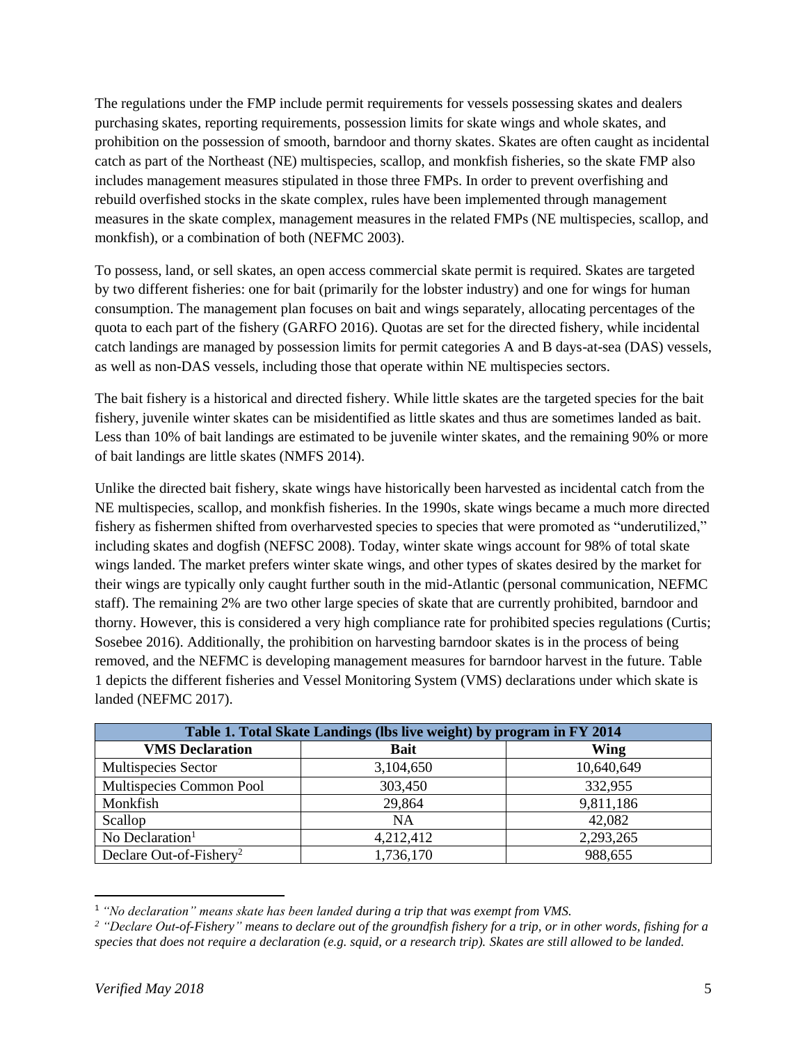The regulations under the FMP include permit requirements for vessels possessing skates and dealers purchasing skates, reporting requirements, possession limits for skate wings and whole skates, and prohibition on the possession of smooth, barndoor and thorny skates. Skates are often caught as incidental catch as part of the Northeast (NE) multispecies, scallop, and monkfish fisheries, so the skate FMP also includes management measures stipulated in those three FMPs. In order to prevent overfishing and rebuild overfished stocks in the skate complex, rules have been implemented through management measures in the skate complex, management measures in the related FMPs (NE multispecies, scallop, and monkfish), or a combination of both (NEFMC 2003).

To possess, land, or sell skates, an open access commercial skate permit is required. Skates are targeted by two different fisheries: one for bait (primarily for the lobster industry) and one for wings for human consumption. The management plan focuses on bait and wings separately, allocating percentages of the quota to each part of the fishery (GARFO 2016). Quotas are set for the directed fishery, while incidental catch landings are managed by possession limits for permit categories A and B days-at-sea (DAS) vessels, as well as non-DAS vessels, including those that operate within NE multispecies sectors.

The bait fishery is a historical and directed fishery. While little skates are the targeted species for the bait fishery, juvenile winter skates can be misidentified as little skates and thus are sometimes landed as bait. Less than 10% of bait landings are estimated to be juvenile winter skates, and the remaining 90% or more of bait landings are little skates (NMFS 2014).

Unlike the directed bait fishery, skate wings have historically been harvested as incidental catch from the NE multispecies, scallop, and monkfish fisheries. In the 1990s, skate wings became a much more directed fishery as fishermen shifted from overharvested species to species that were promoted as "underutilized," including skates and dogfish (NEFSC 2008). Today, winter skate wings account for 98% of total skate wings landed. The market prefers winter skate wings, and other types of skates desired by the market for their wings are typically only caught further south in the mid-Atlantic (personal communication, NEFMC staff). The remaining 2% are two other large species of skate that are currently prohibited, barndoor and thorny. However, this is considered a very high compliance rate for prohibited species regulations (Curtis; Sosebee 2016). Additionally, the prohibition on harvesting barndoor skates is in the process of being removed, and the NEFMC is developing management measures for barndoor harvest in the future. Table 1 depicts the different fisheries and Vessel Monitoring System (VMS) declarations under which skate is landed (NEFMC 2017).

**Table 1. Total Skate Landings (lbs live weight) by program in FY 2014**

| VMS Declaration | Bait | Wing |
|---|---|---|
| Multispecies Sector | 3,104,650 | 10,640,649 |
| Multispecies Common Pool | 303,450 | 332,955 |
| Monkfish | 29,864 | 9,811,186 |
| Scallop | NA | 42,082 |
| No Declaration[1] | 4,212,412 | 2,293,265 |
| Declare Out-of-Fishery[2] | 1,736,170 | 988,655 |

[1] *"No declaration" means skate has been landed during a trip that was exempt from VMS.*

[2] *"Declare Out-of-Fishery" means to declare out of the groundfish fishery for a trip, or in other words, fishing for a species that does not require a declaration (e.g. squid, or a research trip). Skates are still allowed to be landed.*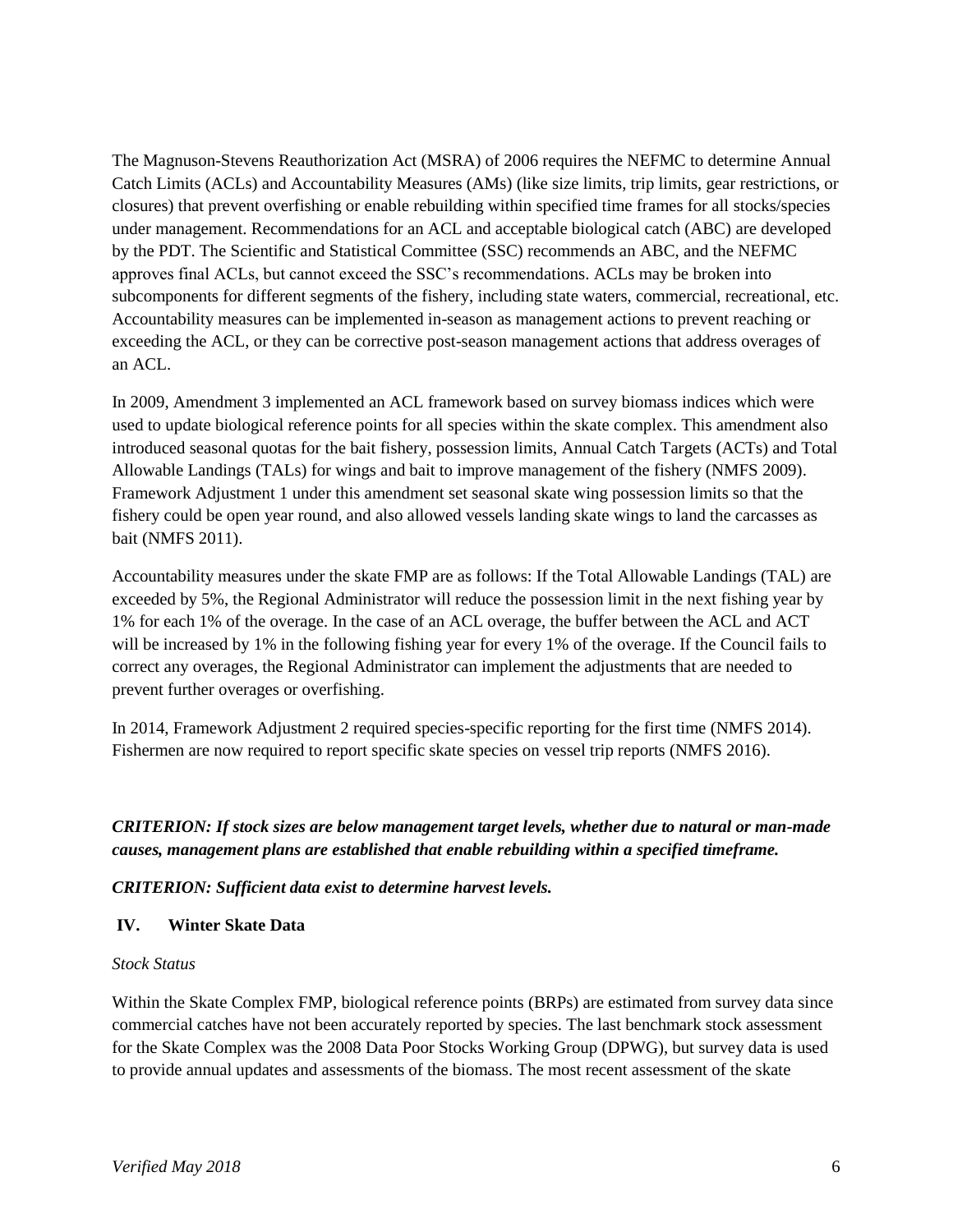The Magnuson-Stevens Reauthorization Act (MSRA) of 2006 requires the NEFMC to determine Annual Catch Limits (ACLs) and Accountability Measures (AMs) (like size limits, trip limits, gear restrictions, or closures) that prevent overfishing or enable rebuilding within specified time frames for all stocks/species under management. Recommendations for an ACL and acceptable biological catch (ABC) are developed by the PDT. The Scientific and Statistical Committee (SSC) recommends an ABC, and the NEFMC approves final ACLs, but cannot exceed the SSC's recommendations. ACLs may be broken into subcomponents for different segments of the fishery, including state waters, commercial, recreational, etc. Accountability measures can be implemented in-season as management actions to prevent reaching or exceeding the ACL, or they can be corrective post-season management actions that address overages of an ACL.

In 2009, Amendment 3 implemented an ACL framework based on survey biomass indices which were used to update biological reference points for all species within the skate complex. This amendment also introduced seasonal quotas for the bait fishery, possession limits, Annual Catch Targets (ACTs) and Total Allowable Landings (TALs) for wings and bait to improve management of the fishery (NMFS 2009). Framework Adjustment 1 under this amendment set seasonal skate wing possession limits so that the fishery could be open year round, and also allowed vessels landing skate wings to land the carcasses as bait (NMFS 2011).

Accountability measures under the skate FMP are as follows: If the Total Allowable Landings (TAL) are exceeded by 5%, the Regional Administrator will reduce the possession limit in the next fishing year by 1% for each 1% of the overage. In the case of an ACL overage, the buffer between the ACL and ACT will be increased by 1% in the following fishing year for every 1% of the overage. If the Council fails to correct any overages, the Regional Administrator can implement the adjustments that are needed to prevent further overages or overfishing.

In 2014, Framework Adjustment 2 required species-specific reporting for the first time (NMFS 2014). Fishermen are now required to report specific skate species on vessel trip reports (NMFS 2016).

***CRITERION: If stock sizes are below management target levels, whether due to natural or man-made causes, management plans are established that enable rebuilding within a specified timeframe.***

***CRITERION: Sufficient data exist to determine harvest levels.***

## IV. Winter Skate Data

*Stock Status*

Within the Skate Complex FMP, biological reference points (BRPs) are estimated from survey data since commercial catches have not been accurately reported by species. The last benchmark stock assessment for the Skate Complex was the 2008 Data Poor Stocks Working Group (DPWG), but survey data is used to provide annual updates and assessments of the biomass. The most recent assessment of the skate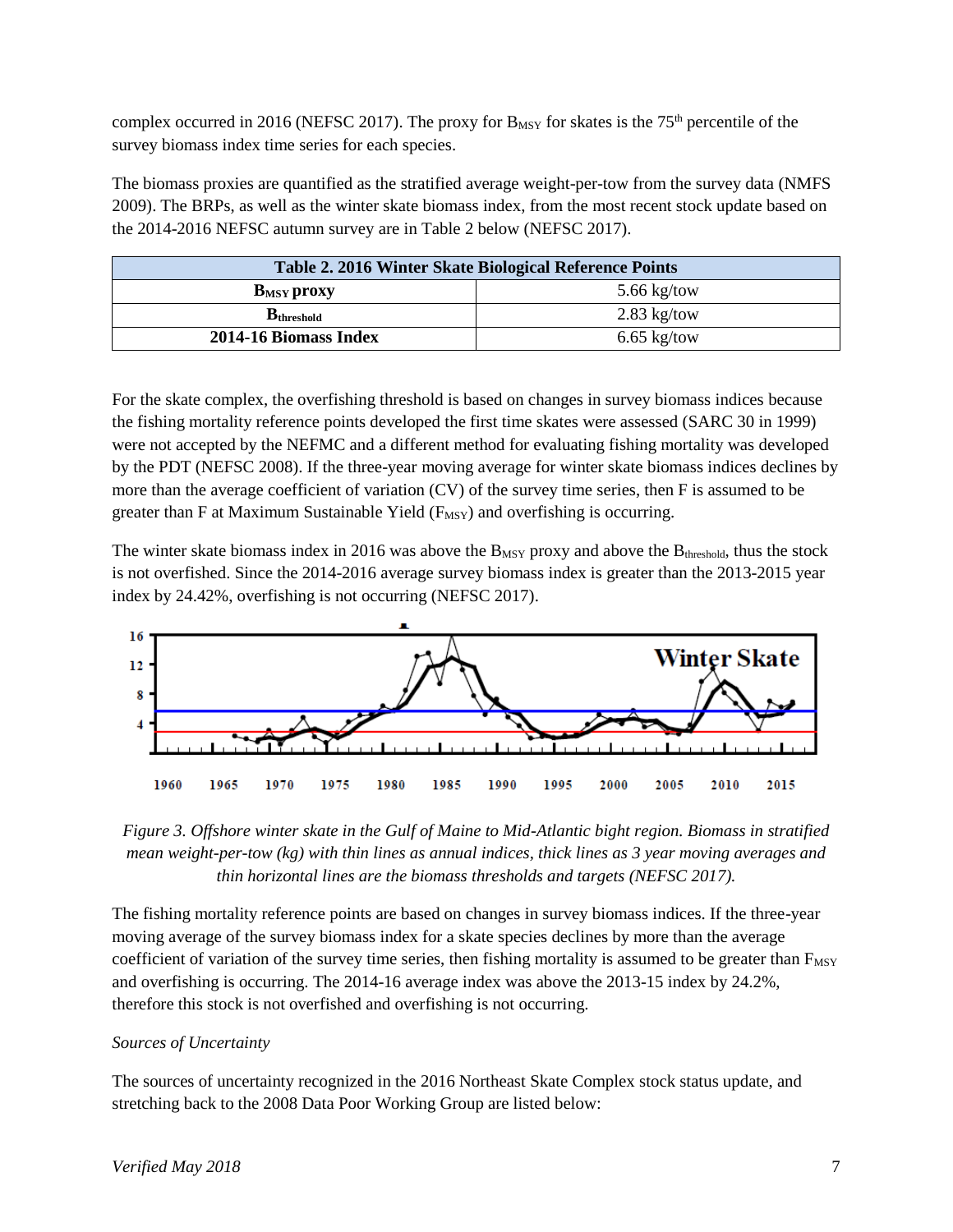complex occurred in 2016 (NEFSC 2017). The proxy for $B_{MSY}$ for skates is the 75th percentile of the survey biomass index time series for each species.

The biomass proxies are quantified as the stratified average weight-per-tow from the survey data (NMFS 2009). The BRPs, as well as the winter skate biomass index, from the most recent stock update based on the 2014-2016 NEFSC autumn survey are in Table 2 below (NEFSC 2017).

| Table 2. 2016 Winter Skate Biological Reference Points | |
|---|---|
| **$B_{MSY}$ proxy** | 5.66 kg/tow |
| **$B_{threshold}$** | 2.83 kg/tow |
| **2014-16 Biomass Index** | 6.65 kg/tow |

For the skate complex, the overfishing threshold is based on changes in survey biomass indices because the fishing mortality reference points developed the first time skates were assessed (SARC 30 in 1999) were not accepted by the NEFMC and a different method for evaluating fishing mortality was developed by the PDT (NEFSC 2008). If the three-year moving average for winter skate biomass indices declines by more than the average coefficient of variation (CV) of the survey time series, then F is assumed to be greater than F at Maximum Sustainable Yield ($F_{MSY}$) and overfishing is occurring.

The winter skate biomass index in 2016 was above the $B_{MSY}$ proxy and above the $B_{threshold}$, thus the stock is not overfished. Since the 2014-2016 average survey biomass index is greater than the 2013-2015 year index by 24.42%, overfishing is not occurring (NEFSC 2017).

*Figure 3. Offshore winter skate in the Gulf of Maine to Mid-Atlantic bight region. Biomass in stratified mean weight-per-tow (kg) with thin lines as annual indices, thick lines as 3 year moving averages and thin horizontal lines are the biomass thresholds and targets (NEFSC 2017).*

The fishing mortality reference points are based on changes in survey biomass indices. If the three-year moving average of the survey biomass index for a skate species declines by more than the average coefficient of variation of the survey time series, then fishing mortality is assumed to be greater than $F_{MSY}$ and overfishing is occurring. The 2014-16 average index was above the 2013-15 index by 24.2%, therefore this stock is not overfished and overfishing is not occurring.

*Sources of Uncertainty*

The sources of uncertainty recognized in the 2016 Northeast Skate Complex stock status update, and stretching back to the 2008 Data Poor Working Group are listed below: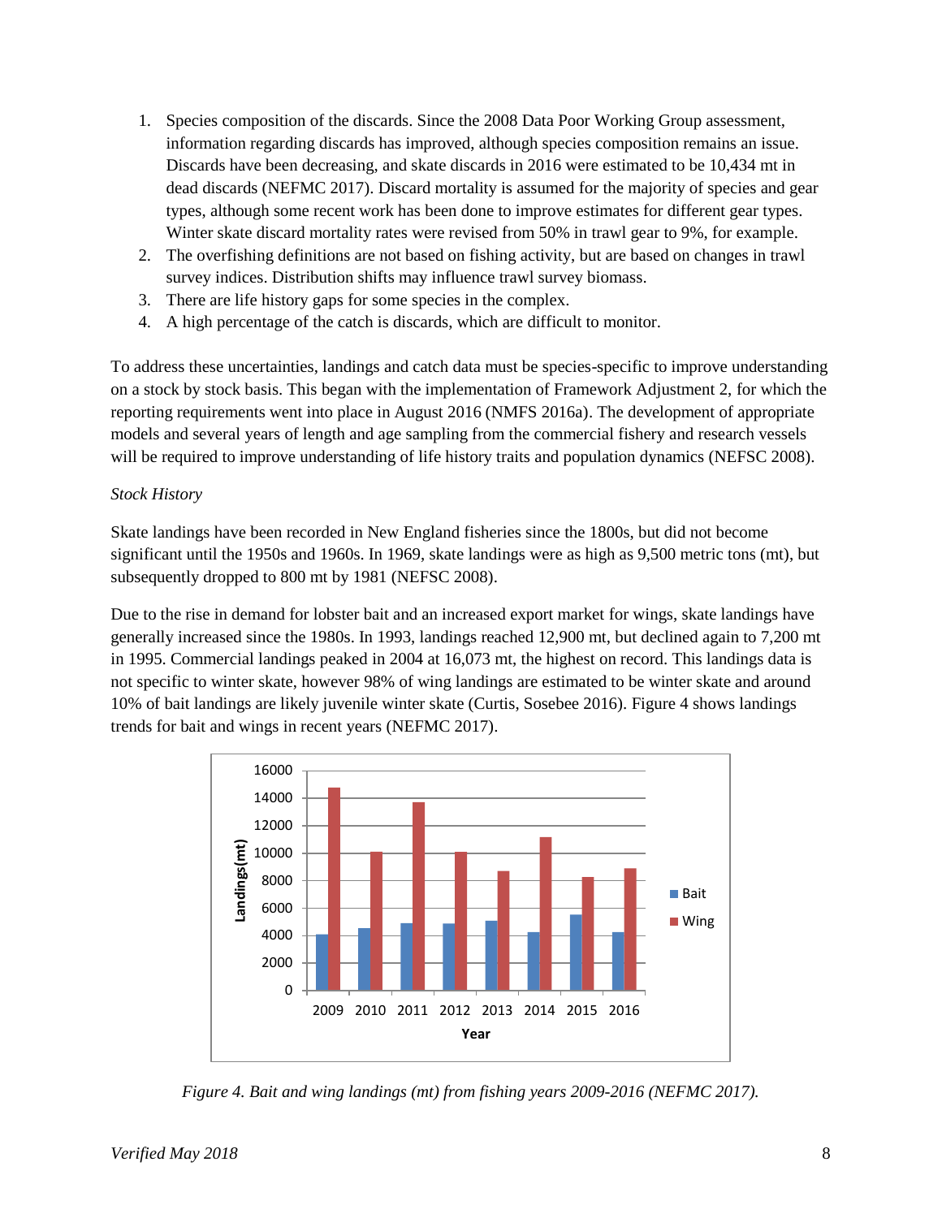1. Species composition of the discards. Since the 2008 Data Poor Working Group assessment, information regarding discards has improved, although species composition remains an issue. Discards have been decreasing, and skate discards in 2016 were estimated to be 10,434 mt in dead discards (NEFMC 2017). Discard mortality is assumed for the majority of species and gear types, although some recent work has been done to improve estimates for different gear types. Winter skate discard mortality rates were revised from 50% in trawl gear to 9%, for example.
2. The overfishing definitions are not based on fishing activity, but are based on changes in trawl survey indices. Distribution shifts may influence trawl survey biomass.
3. There are life history gaps for some species in the complex.
4. A high percentage of the catch is discards, which are difficult to monitor.

To address these uncertainties, landings and catch data must be species-specific to improve understanding on a stock by stock basis. This began with the implementation of Framework Adjustment 2, for which the reporting requirements went into place in August 2016 (NMFS 2016a). The development of appropriate models and several years of length and age sampling from the commercial fishery and research vessels will be required to improve understanding of life history traits and population dynamics (NEFSC 2008).

*Stock History*

Skate landings have been recorded in New England fisheries since the 1800s, but did not become significant until the 1950s and 1960s. In 1969, skate landings were as high as 9,500 metric tons (mt), but subsequently dropped to 800 mt by 1981 (NEFSC 2008).

Due to the rise in demand for lobster bait and an increased export market for wings, skate landings have generally increased since the 1980s. In 1993, landings reached 12,900 mt, but declined again to 7,200 mt in 1995. Commercial landings peaked in 2004 at 16,073 mt, the highest on record. This landings data is not specific to winter skate, however 98% of wing landings are estimated to be winter skate and around 10% of bait landings are likely juvenile winter skate (Curtis, Sosebee 2016). Figure 4 shows landings trends for bait and wings in recent years (NEFMC 2017).

*Figure 4. Bait and wing landings (mt) from fishing years 2009-2016 (NEFMC 2017).*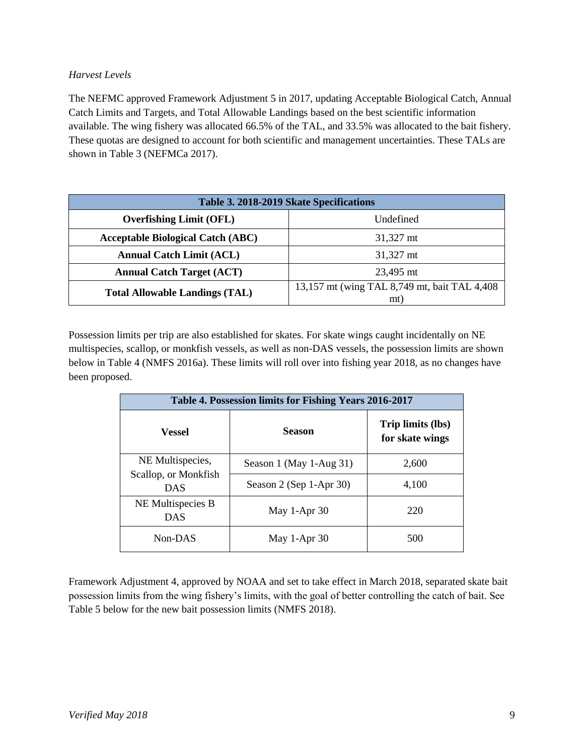*Harvest Levels*

The NEFMC approved Framework Adjustment 5 in 2017, updating Acceptable Biological Catch, Annual Catch Limits and Targets, and Total Allowable Landings based on the best scientific information available. The wing fishery was allocated 66.5% of the TAL, and 33.5% was allocated to the bait fishery. These quotas are designed to account for both scientific and management uncertainties. These TALs are shown in Table 3 (NEFMCa 2017).

| Table 3. 2018-2019 Skate Specifications | |
|---|---|
| **Overfishing Limit (OFL)** | Undefined |
| **Acceptable Biological Catch (ABC)** | 31,327 mt |
| **Annual Catch Limit (ACL)** | 31,327 mt |
| **Annual Catch Target (ACT)** | 23,495 mt |
| **Total Allowable Landings (TAL)** | 13,157 mt (wing TAL 8,749 mt, bait TAL 4,408 mt) |

Possession limits per trip are also established for skates. For skate wings caught incidentally on NE multispecies, scallop, or monkfish vessels, as well as non-DAS vessels, the possession limits are shown below in Table 4 (NMFS 2016a). These limits will roll over into fishing year 2018, as no changes have been proposed.

| Table 4. Possession limits for Fishing Years 2016-2017 | | |
|---|---|---|
| **Vessel** | **Season** | **Trip limits (lbs) for skate wings** |
| NE Multispecies, Scallop, or Monkfish DAS | Season 1 (May 1-Aug 31) | 2,600 |
| | Season 2 (Sep 1-Apr 30) | 4,100 |
| NE Multispecies B DAS | May 1-Apr 30 | 220 |
| Non-DAS | May 1-Apr 30 | 500 |

Framework Adjustment 4, approved by NOAA and set to take effect in March 2018, separated skate bait possession limits from the wing fishery's limits, with the goal of better controlling the catch of bait. See Table 5 below for the new bait possession limits (NMFS 2018).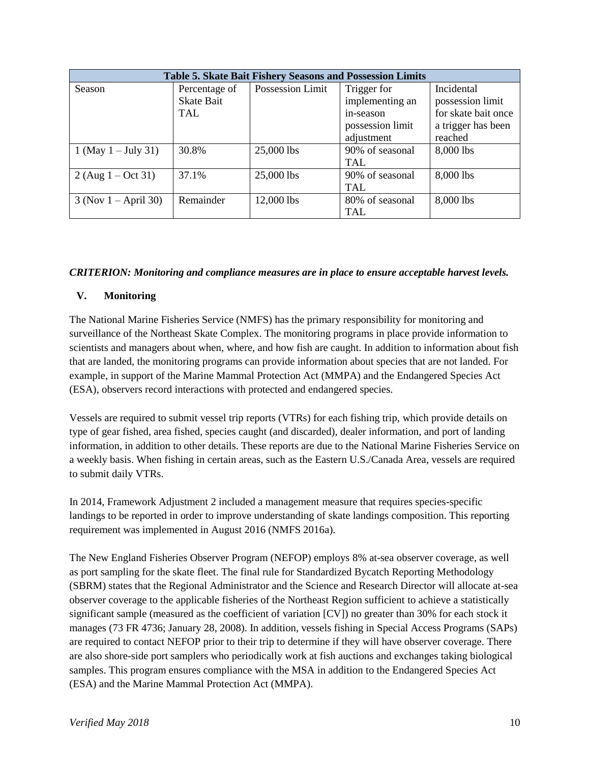| Table 5. Skate Bait Fishery Seasons and Possession Limits | | | | |
|---|---|---|---|---|
| Season | Percentage of Skate Bait TAL | Possession Limit | Trigger for implementing an in-season possession limit adjustment | Incidental possession limit for skate bait once a trigger has been reached |
| 1 (May 1 – July 31) | 30.8% | 25,000 lbs | 90% of seasonal TAL | 8,000 lbs |
| 2 (Aug 1 – Oct 31) | 37.1% | 25,000 lbs | 90% of seasonal TAL | 8,000 lbs |
| 3 (Nov 1 – April 30) | Remainder | 12,000 lbs | 80% of seasonal TAL | 8,000 lbs |

***CRITERION: Monitoring and compliance measures are in place to ensure acceptable harvest levels.***

## V. Monitoring

The National Marine Fisheries Service (NMFS) has the primary responsibility for monitoring and surveillance of the Northeast Skate Complex. The monitoring programs in place provide information to scientists and managers about when, where, and how fish are caught. In addition to information about fish that are landed, the monitoring programs can provide information about species that are not landed. For example, in support of the Marine Mammal Protection Act (MMPA) and the Endangered Species Act (ESA), observers record interactions with protected and endangered species.

Vessels are required to submit vessel trip reports (VTRs) for each fishing trip, which provide details on type of gear fished, area fished, species caught (and discarded), dealer information, and port of landing information, in addition to other details. These reports are due to the National Marine Fisheries Service on a weekly basis. When fishing in certain areas, such as the Eastern U.S./Canada Area, vessels are required to submit daily VTRs.

In 2014, Framework Adjustment 2 included a management measure that requires species-specific landings to be reported in order to improve understanding of skate landings composition. This reporting requirement was implemented in August 2016 (NMFS 2016a).

The New England Fisheries Observer Program (NEFOP) employs 8% at-sea observer coverage, as well as port sampling for the skate fleet. The final rule for Standardized Bycatch Reporting Methodology (SBRM) states that the Regional Administrator and the Science and Research Director will allocate at-sea observer coverage to the applicable fisheries of the Northeast Region sufficient to achieve a statistically significant sample (measured as the coefficient of variation [CV]) no greater than 30% for each stock it manages (73 FR 4736; January 28, 2008). In addition, vessels fishing in Special Access Programs (SAPs) are required to contact NEFOP prior to their trip to determine if they will have observer coverage. There are also shore-side port samplers who periodically work at fish auctions and exchanges taking biological samples. This program ensures compliance with the MSA in addition to the Endangered Species Act (ESA) and the Marine Mammal Protection Act (MMPA).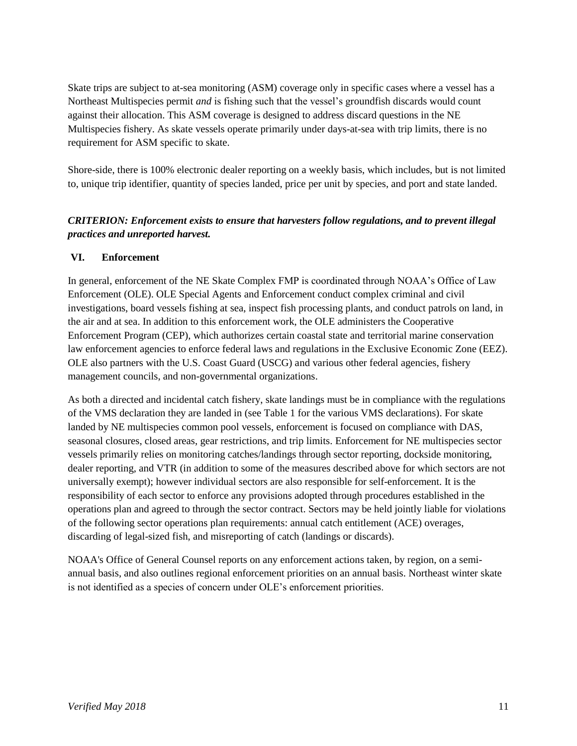Skate trips are subject to at-sea monitoring (ASM) coverage only in specific cases where a vessel has a Northeast Multispecies permit *and* is fishing such that the vessel's groundfish discards would count against their allocation. This ASM coverage is designed to address discard questions in the NE Multispecies fishery. As skate vessels operate primarily under days-at-sea with trip limits, there is no requirement for ASM specific to skate.

Shore-side, there is 100% electronic dealer reporting on a weekly basis, which includes, but is not limited to, unique trip identifier, quantity of species landed, price per unit by species, and port and state landed.

***CRITERION: Enforcement exists to ensure that harvesters follow regulations, and to prevent illegal practices and unreported harvest.***

## VI. Enforcement

In general, enforcement of the NE Skate Complex FMP is coordinated through NOAA's Office of Law Enforcement (OLE). OLE Special Agents and Enforcement conduct complex criminal and civil investigations, board vessels fishing at sea, inspect fish processing plants, and conduct patrols on land, in the air and at sea. In addition to this enforcement work, the OLE administers the Cooperative Enforcement Program (CEP), which authorizes certain coastal state and territorial marine conservation law enforcement agencies to enforce federal laws and regulations in the Exclusive Economic Zone (EEZ). OLE also partners with the U.S. Coast Guard (USCG) and various other federal agencies, fishery management councils, and non-governmental organizations.

As both a directed and incidental catch fishery, skate landings must be in compliance with the regulations of the VMS declaration they are landed in (see Table 1 for the various VMS declarations). For skate landed by NE multispecies common pool vessels, enforcement is focused on compliance with DAS, seasonal closures, closed areas, gear restrictions, and trip limits. Enforcement for NE multispecies sector vessels primarily relies on monitoring catches/landings through sector reporting, dockside monitoring, dealer reporting, and VTR (in addition to some of the measures described above for which sectors are not universally exempt); however individual sectors are also responsible for self-enforcement. It is the responsibility of each sector to enforce any provisions adopted through procedures established in the operations plan and agreed to through the sector contract. Sectors may be held jointly liable for violations of the following sector operations plan requirements: annual catch entitlement (ACE) overages, discarding of legal-sized fish, and misreporting of catch (landings or discards).

NOAA's Office of General Counsel reports on any enforcement actions taken, by region, on a semi-annual basis, and also outlines regional enforcement priorities on an annual basis. Northeast winter skate is not identified as a species of concern under OLE's enforcement priorities.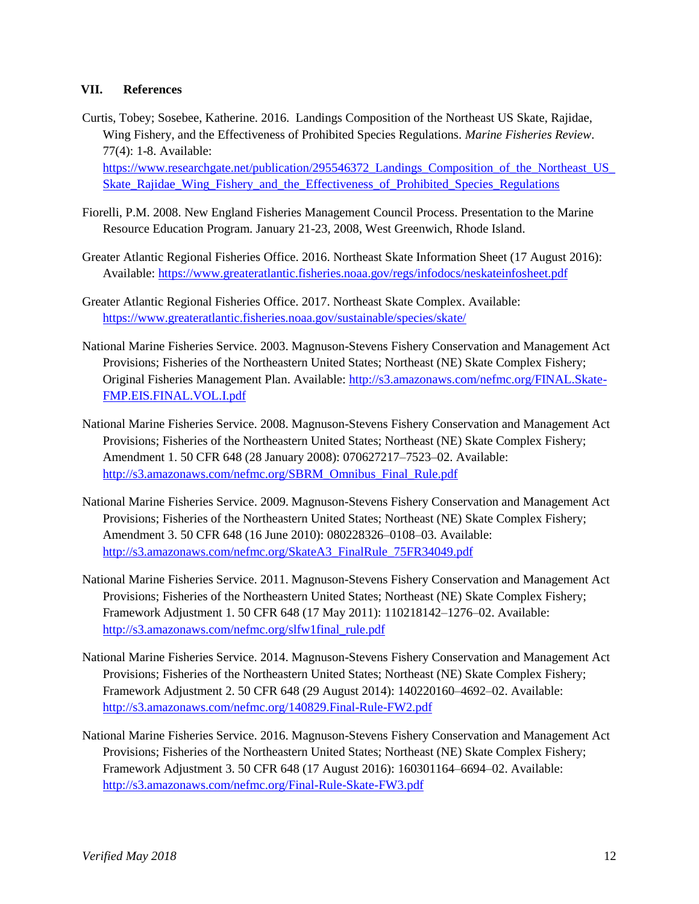## VII. References

Curtis, Tobey; Sosebee, Katherine. 2016. Landings Composition of the Northeast US Skate, Rajidae, Wing Fishery, and the Effectiveness of Prohibited Species Regulations. *Marine Fisheries Review*. 77(4): 1-8. Available: https://www.researchgate.net/publication/295546372_Landings_Composition_of_the_Northeast_US_Skate_Rajidae_Wing_Fishery_and_the_Effectiveness_of_Prohibited_Species_Regulations

Fiorelli, P.M. 2008. New England Fisheries Management Council Process. Presentation to the Marine Resource Education Program. January 21-23, 2008, West Greenwich, Rhode Island.

Greater Atlantic Regional Fisheries Office. 2016. Northeast Skate Information Sheet (17 August 2016): Available: https://www.greateratlantic.fisheries.noaa.gov/regs/infodocs/neskateinfosheet.pdf

Greater Atlantic Regional Fisheries Office. 2017. Northeast Skate Complex. Available: https://www.greateratlantic.fisheries.noaa.gov/sustainable/species/skate/

National Marine Fisheries Service. 2003. Magnuson-Stevens Fishery Conservation and Management Act Provisions; Fisheries of the Northeastern United States; Northeast (NE) Skate Complex Fishery; Original Fisheries Management Plan. Available: http://s3.amazonaws.com/nefmc.org/FINAL.Skate-FMP.EIS.FINAL.VOL.I.pdf

National Marine Fisheries Service. 2008. Magnuson-Stevens Fishery Conservation and Management Act Provisions; Fisheries of the Northeastern United States; Northeast (NE) Skate Complex Fishery; Amendment 1. 50 CFR 648 (28 January 2008): 070627217–7523–02. Available: http://s3.amazonaws.com/nefmc.org/SBRM_Omnibus_Final_Rule.pdf

National Marine Fisheries Service. 2009. Magnuson-Stevens Fishery Conservation and Management Act Provisions; Fisheries of the Northeastern United States; Northeast (NE) Skate Complex Fishery; Amendment 3. 50 CFR 648 (16 June 2010): 080228326–0108–03. Available: http://s3.amazonaws.com/nefmc.org/SkateA3_FinalRule_75FR34049.pdf

National Marine Fisheries Service. 2011. Magnuson-Stevens Fishery Conservation and Management Act Provisions; Fisheries of the Northeastern United States; Northeast (NE) Skate Complex Fishery; Framework Adjustment 1. 50 CFR 648 (17 May 2011): 110218142–1276–02. Available: http://s3.amazonaws.com/nefmc.org/slfw1final_rule.pdf

National Marine Fisheries Service. 2014. Magnuson-Stevens Fishery Conservation and Management Act Provisions; Fisheries of the Northeastern United States; Northeast (NE) Skate Complex Fishery; Framework Adjustment 2. 50 CFR 648 (29 August 2014): 140220160–4692–02. Available: http://s3.amazonaws.com/nefmc.org/140829.Final-Rule-FW2.pdf

National Marine Fisheries Service. 2016. Magnuson-Stevens Fishery Conservation and Management Act Provisions; Fisheries of the Northeastern United States; Northeast (NE) Skate Complex Fishery; Framework Adjustment 3. 50 CFR 648 (17 August 2016): 160301164–6694–02. Available: http://s3.amazonaws.com/nefmc.org/Final-Rule-Skate-FW3.pdf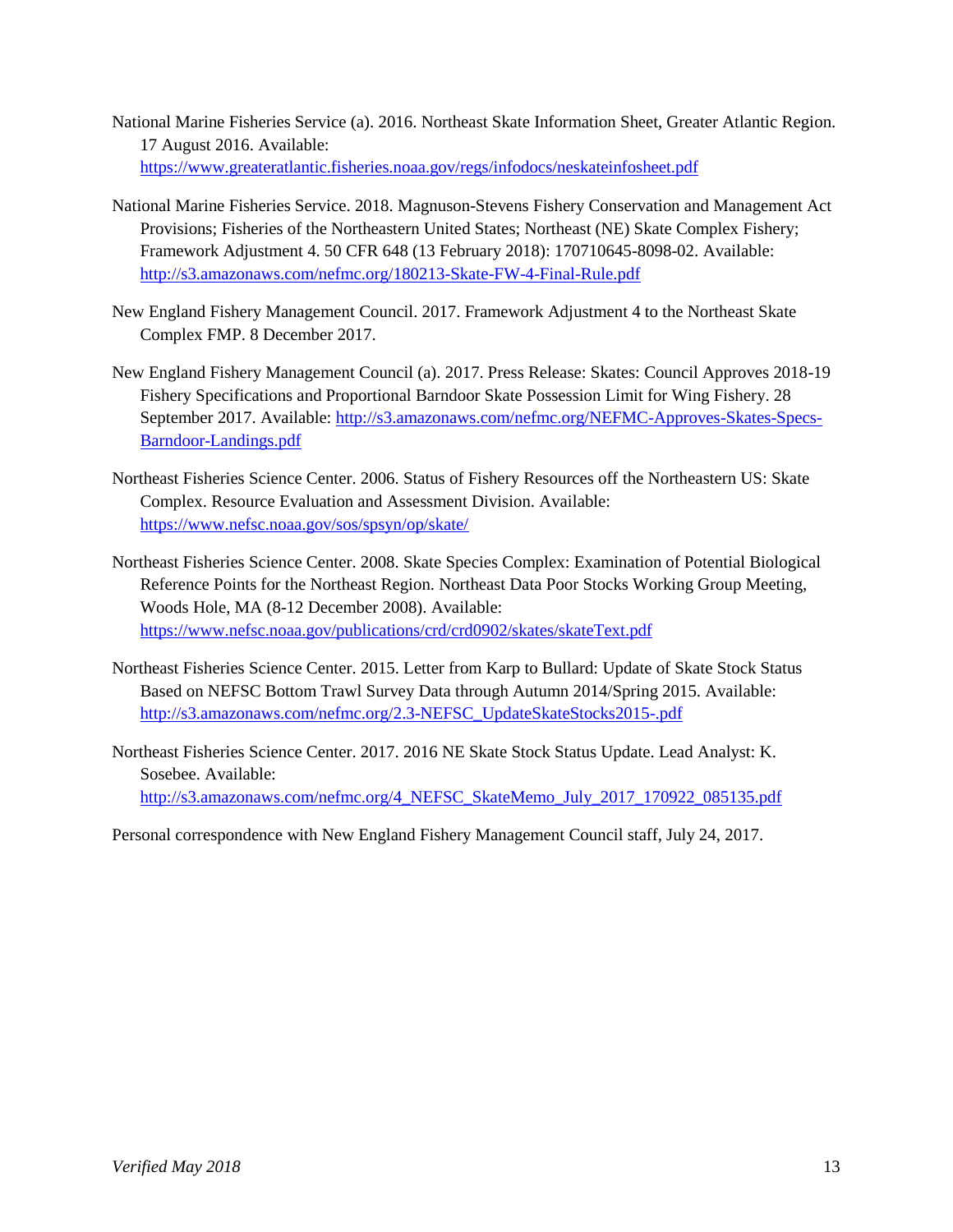National Marine Fisheries Service (a). 2016. Northeast Skate Information Sheet, Greater Atlantic Region. 17 August 2016. Available: https://www.greateratlantic.fisheries.noaa.gov/regs/infodocs/neskateinfosheet.pdf

National Marine Fisheries Service. 2018. Magnuson-Stevens Fishery Conservation and Management Act Provisions; Fisheries of the Northeastern United States; Northeast (NE) Skate Complex Fishery; Framework Adjustment 4. 50 CFR 648 (13 February 2018): 170710645-8098-02. Available: http://s3.amazonaws.com/nefmc.org/180213-Skate-FW-4-Final-Rule.pdf

New England Fishery Management Council. 2017. Framework Adjustment 4 to the Northeast Skate Complex FMP. 8 December 2017.

New England Fishery Management Council (a). 2017. Press Release: Skates: Council Approves 2018-19 Fishery Specifications and Proportional Barndoor Skate Possession Limit for Wing Fishery. 28 September 2017. Available: http://s3.amazonaws.com/nefmc.org/NEFMC-Approves-Skates-Specs-Barndoor-Landings.pdf

Northeast Fisheries Science Center. 2006. Status of Fishery Resources off the Northeastern US: Skate Complex. Resource Evaluation and Assessment Division. Available: https://www.nefsc.noaa.gov/sos/spsyn/op/skate/

Northeast Fisheries Science Center. 2008. Skate Species Complex: Examination of Potential Biological Reference Points for the Northeast Region. Northeast Data Poor Stocks Working Group Meeting, Woods Hole, MA (8-12 December 2008). Available: https://www.nefsc.noaa.gov/publications/crd/crd0902/skates/skateText.pdf

Northeast Fisheries Science Center. 2015. Letter from Karp to Bullard: Update of Skate Stock Status Based on NEFSC Bottom Trawl Survey Data through Autumn 2014/Spring 2015. Available: http://s3.amazonaws.com/nefmc.org/2.3-NEFSC_UpdateSkateStocks2015-.pdf

Northeast Fisheries Science Center. 2017. 2016 NE Skate Stock Status Update. Lead Analyst: K. Sosebee. Available: http://s3.amazonaws.com/nefmc.org/4_NEFSC_SkateMemo_July_2017_170922_085135.pdf

Personal correspondence with New England Fishery Management Council staff, July 24, 2017.